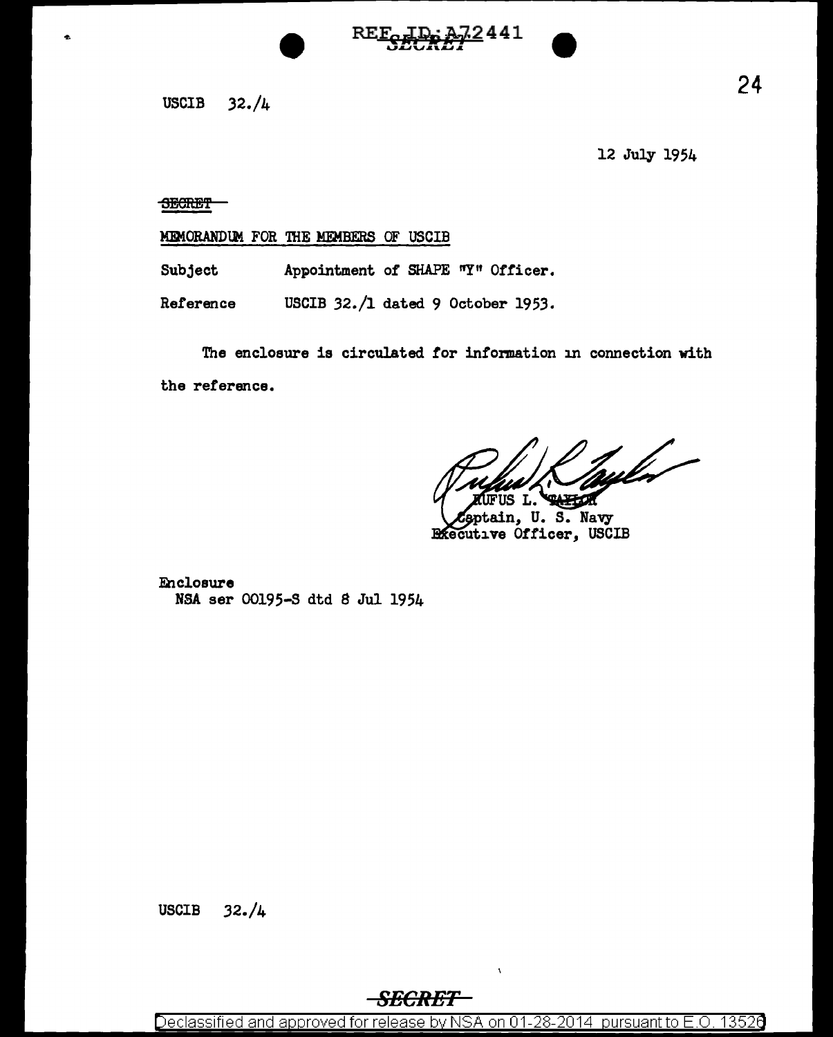USCIB 32./4

12 July 1954

~~SECRET~~

MEMORANDUM FOR THE MEMBERS OF USCIB

Subject Appointment of SHAPE "Y" Officer.

Reference USCIB 32./1 dated 9 October 1953.

The enclosure is circulated for information in connection with the reference.

RUFUS L. TAYLOR
Captain, U. S. Navy
Executive Officer, USCIB

Enclosure
NSA ser 00195-S dtd 8 Jul 1954

USCIB 32./4

SECRET

Declassified and approved for release by NSA on 01-28-2014 pursuant to E.O. 13526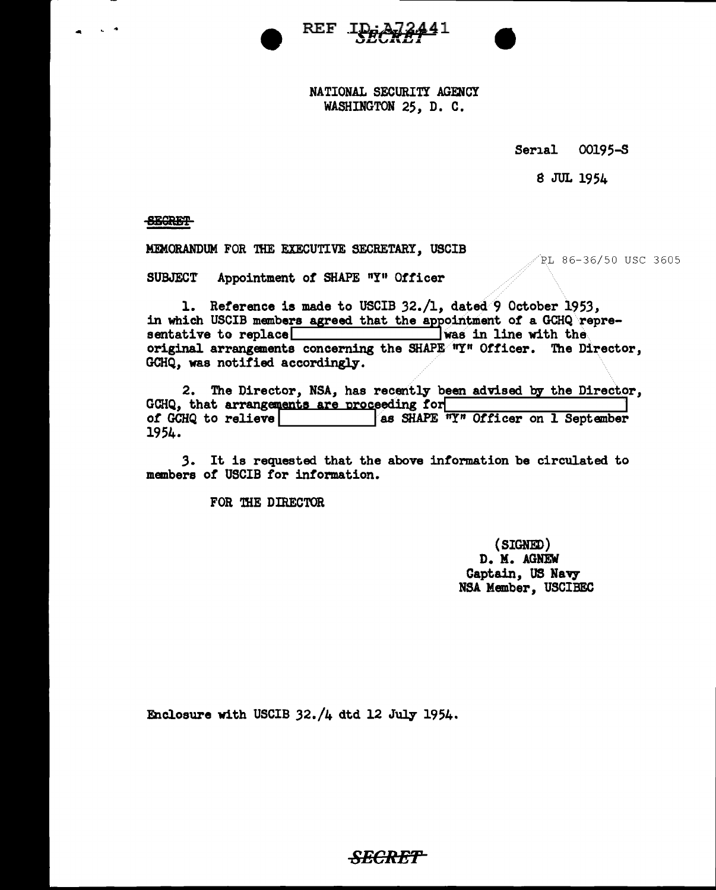REF ID:A72441
SECRET

NATIONAL SECURITY AGENCY
WASHINGTON 25, D. C.

Serial 00195-S

8 JUL 1954

~~SECRET~~

MEMORANDUM FOR THE EXECUTIVE SECRETARY, USCIB

PL 86-36/50 USC 3605

SUBJECT Appointment of SHAPE "Y" Officer

1. Reference is made to USCIB 32./1, dated 9 October 1953, in which USCIB members agreed that the appointment of a GCHQ representative to replace [REDACTED] was in line with the original arrangements concerning the SHAPE "Y" Officer. The Director, GCHQ, was notified accordingly.

2. The Director, NSA, has recently been advised by the Director, GCHQ, that arrangements are proceeding for [REDACTED] of GCHQ to relieve [REDACTED] as SHAPE "Y" Officer on 1 September 1954.

3. It is requested that the above information be circulated to members of USCIB for information.

FOR THE DIRECTOR

(SIGNED)
D. M. AGNEW
Captain, US Navy
NSA Member, USCIBEC

Enclosure with USCIB 32./4 dtd 12 July 1954.

~~SECRET~~